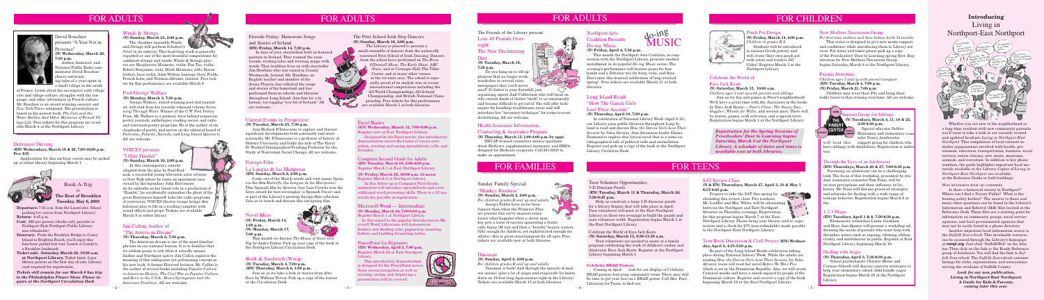# FOR ADULTS

David Bouchier presents "A Year Not in Provence"

**(N) Wednesday, March 26, 7:30 p.m.**

Author, humorist, and National Public Radio commentator David Bouchier shares entertaining tales of a year spent in a small village in the south of France. Learn about his encounters with village cats and village culture, struggles with the language, and other adventures in French culture. Mr. Bouchier is an award-winning essayist and *New York Times* columnist. The presentation is based on his newest book, *The Cats and the Water Bottles: And Other Mysteries of French Village Life.* Free tickets for this program are available March 4 at the Northport Library.

## Defensive Driving

**(EN) Wednesdays, March 19 & 26, 7:00-10:00 p.m. Fee: $35**

Applications for this six-hour course may be picked up at either library beginning March 1.

## Book-A-Trip to The Best of Brooklyn Tuesday, May 6, 2003

**Departure:** 7:45 a.m. from the Laurel Ave. School parking lot (across from Northport Library)

**Return:** 4:45 p.m.

**Cost:** $66 per person (checks only; payable to Northport-East Northport Public Library; non-refundable)

**Itinerary:** From the Brooklyn Bridge to Coney Island to Brighton Beach, you'll enjoy this four-hour guided bus tour. Lunch at Junior's, a Brooklyn landmark.

**Ticket sale: Saturday, March 22, 10:30 a.m. at Northport Library.** Ticket limit: 2 per library card holder on the first day of sale. Library card required for registration.

***Ticket sale resumes for our March 6 bus trip to the Philadelphia Flower Show. Please inquire at the Northport Circulation Desk.***

## Winds & Strings

**(N) Sunday, March 23, 2:00 p.m.**

The chamber ensemble Winds and Strings will perform Schubert's Octet in its entirety. This hour-long work is generally regarded as one of the most beautiful compositions for combined strings and winds. Winds & Strings players are Margherita Muzzo, violin; Fan Tao, violin, Robert Benjamin, viola; Mark Maimone, cello; Karen Gellert, bass violin; John Walton, bassoon; Gary Fields, French horn; and Norman Abrams, clarinet. Free tickets for this performance are available March 8.

## Poet George Wallace

**(N) Monday, March 3, 7:30 p.m.**

George Wallace, award-winning poet and journalist, will read from his recently released volume *Swimming Through Water.* Winner of the C.W. Post Poetry Prize, Mr. Wallace is a primary force behind numerous poetry journals, anthologies, reading series, and radio and television poetry programs. He is the author of six chapbooks of poetry and serves on the editorial board of *Poetrybay, Polarity, Xanadu,* and *Long Island Quarterly.* All are welcome.

## VOICES presents "I Hate Hamlet"

**(N) Sunday, March 30, 2:00 p.m.**

In this contemporary comedy adapted from the play by Paul Rudnick, a successful young television actor returns to New York where he rents an apartment once owned by the legendary John Barrymore. As he embarks on his latest role in a production of "Hamlet," he accidentally unleashes the ghost of the great Barrymore himself. Like the radio programs of yesteryear, VOICES theatre troupe brings this hilarious play to life in a reading complete with sound effects and props. Tickets are available March 8 at either library.

## Jim Cullen, Author of "The American Dream"

**(N) Thursday, March 6, 7:30 p.m.**

The American dream is one of the most familiar phrases in our national lexicon. It is so familiar that we seldom pause to ask what it actually means. Author and Northport native Jim Cullen explores the meaning of this ambiguous yet galvanizing concept in his new book. A former Harvard lecturer, Mr. Cullen is the author of several books including *Popular Culture in American History, The Civil War in Popular Culture,* and *Born in the U.S.A.: Bruce Springsteen and the American Tradition.* All are welcome.

## Fireside Friday: Humorous Songs and Stories of Ireland

**(EN) Friday, March 14, 7:30 p.m.**

In days of yore, storytellers held an honored position in Ireland. They roamed the countryside, reciting tales and weaving magic with words. That tradition lives on with storyteller Jim Hawkins who was raised in County Westmeath, Ireland. Mr. Hawkins, an English teacher and member of the Arena Players, has collected the songs and stories of his homeland and has performed them in schools and libraries throughout Long Island. Join him for a hilarious, toe-tapping "wee bit of Ireland." All are welcome.

## The Petri School Irish Step Dancers

**(N) Sunday, March 16, 2:00 p.m.**

The Library is pleased to present a small ensemble of dancers from the nationally renowned Petri School of Irish Dancing. Dancers from the school have performed on *The Rosie O'Donnell Show, The Early Show, ABC News,* and at Carnegie Hall, The Tilles Center, and at many other venues in the tri-state area. The school is especially proud of its medals won at recent international competitions including the All World Championship, All Ireland Championship, and British National Championship. Free tickets for this performance are available March 1 at both libraries.

## Current Events in Perspective

**(N) Tuesday, March 25, 7:30 p.m.**

Join Michael D'Innocenzo to explore and discuss significant developments both nationally and internationally. Mr. D'Innocenzo is a professor of history at Hofstra University and holds the title of The Harry H. Wachtel Distinguished Teaching Professor for the Study of Nonviolent Social Change. All are welcome.

## Foreign Film:

### La Lengua de las Mariposas

**(EN) Sunday, March 9, 2:00 p.m.**

Come out of the March winds and visit sunny Spain via the film *Butterfly (La Lengua de las Mariposas).* This Spanish film by director Jose Luis Cuerda won the Goya award for best screenplay (a Spanish Oscar) and is part of the Library's growing foreign film collection. Join us to watch and discuss the intriguing film.

## Novel Ideas

**(N) Friday, March 14, 1:00 p.m.**

**(N) Monday, March 17, 7:00 p.m.**

This month we discuss *The House of Sand and Fog* by Andre Dubus. Pick up your copy of the book at the Northport Library Circulation Desk.

## Book & Sandwich (W)rap

**(N) Tuesday, March 4, 7:00 p.m.**

**(EN) Thursday, March 6, 1:00 p.m.**

Join us as we take a look at stories from *After Rain* by William Trevor. Pick up a copy of the stories at the Circulation Desk.

## Excel Basics

**(EN) Wednesday, March 12, 7:00-9:00 p.m.**
Register now at East Northport Library.

Designed for the Excel novice, this introductory demonstration covers the basics of screen navigation, creating and saving spreadsheets, cells, and formulas.

## Computer Second Grade for Adults

**(EN) Tuesday, March 18, 2:00-4:00 p.m.**
Register March 1 at East Northport Library.

**(N) Friday, March 28, 10:00 a.m.-12 noon**
Register March 8 at Northport Library.

In this follow-up to Computer First Grade, instructors will introduce spreadsheets and cover additional word processing skills. There is a $5 materials fee, payable at registration.

## Microsoft Word — Intermediate

**(N) Monday, March 24, 7:00-9:00 p.m.**
Register March 1 at Northport Library.

In this sequel to the popular Introduction to Microsoft Word, Librarians will demonstrate borders and shading, tabs, pagination, inserting bullets, and building formatting tables.

## PowerPoint for Beginners

**(EN) Wednesday, April 9, 7:00 p.m.**
Register March 22 at East Northport Library.

This introductory demonstration is designed for the PowerPoint novice. Basic screen navigation as well as creating, saving, and displaying a presentation will be covered.

## The Friends of the Library present: Lose 40 Pounds Overnight: The New Decluttering Diet

**(N) Tuesday, March 18, 7:30 p.m.**

Do you hang on to old appliances that no longer work, wardrobes in several sizes, newspapers that you'll never need? If clutter is your downfall, join organizing expert Judi Culbertson who will focus on why certain kinds of clutter "stick" to us emotionally and become difficult to get rid of. She will offer techniques for handling troublesome areas and will introduce her "ancestry technique" for room-to-room decluttering. All are welcome.

## Health Insurance Information, Counseling & Assistance Program

**(N) Thursday, March 13, 1:00-4:00 p.m. by appt.**

HIICAP-trained counselors answer questions about Medicare, supplementary insurance, and HMOs designed for Medicare recipients. Call 261-6930 to make an appointment.

## Northport Arts Coalition Presents Do-ing Music

**(N) Friday, April 4, 7:30 p.m.**

The Library and the Northport Arts Coalition, in cooperation with the Northport Library, presents another installment in its popular *Do-ing Music* series. This evening's performance will feature piano for four hands and a Delaney trio for harp, viola, and flute. Don't miss this musical celebration of long-awaited spring! Free tickets are available March 15 at both libraries.

## Long Island Reads "How The Garcia Girls Lost Their Accents"

**(N) Thursday, April 10, 7:30 p.m.**

In celebration of National Library Week (April 6-12), our Library joins public libraries throughout Long Island to read and discuss *How the Garcia Girls Lost Their Accents* by Julia Alvarez. Join discussion leader Donna Diamond to explore this lyrical novel that is a semi-autobiographical tale of political exile and assimilation. Register and pick up a copy of the book at the Northport Library Circulation Desk.

# FOR FAMILIES

## Sunday Family Special: "Monkey Business"

**(N) Sunday, March 2, 2:00 p.m.**

*For children grades K and up and adults*

Aesop's Fables have never been funnier than when the Primrose Players present this savvy musical satire. Learn what happens when a clever monkey gets a taste of success spawning a frantically funny 5K run and then a "beastly" beauty contest. Silly enough for children, yet sophisticated enough for adults—this is great entertainment for all ages. Free tickets are available now at both libraries.

## Dinomax

**(N) Sunday, April 6, 2:00 p.m.**

*For children grades K and up and adults*

Dinomax is back! And through the miracle of modern science (plus a lot of magic and eyecraft) he hunts down an 18-foot-long *Apatosaurus* right in the Library! Tickets are available March 15 at both libraries.

# FOR CHILDREN

## Finch Pet Design

**(N) Friday, March 14, 4:00 p.m.**

*Children in grades K-2*

Students will be introduced to ancient Greek pottery and will create their own clay pot with artist and teacher Jill Vindel. Register March 3 at the Northport Library.

## Celebrate the World of Ezra Jack Keats

**(N) Saturday, March 15, 10:00 a.m.**

*Children ages 3 and up with parents and siblings*

Join us for fun and games in Peter's neighborhood! We'll have a great time with the characters in the books by Ezra Jack Keats — *Peter's Chair, The Snowy Day, Goggles!, Whistle for Willie,* and many more. There will be stories, games, craft activities, and a special treat. Registration begins March 1 at the Northport Library.

***Registration for the Spring Sessions of Preschoolers' Door to Learning begins Saturday, March 8 at the Northport Library. A schedule of dates and times is available now at both libraries.***

## New Mothers Discussion Group

*For first-time mothers and their babies, birth-12 months*

This series is designed to give new mothers support and confidence while introducing them to Library services. For dates and times please pick up a copy of the Preschoolers' Door to Learning spring flyer. Registration for New Mothers Discussion Group begins Saturday, March 8 at the Northport Library.

## Pajama Storytime

*Children ages 3 and up with parent/caregiver*

**(EN) Tuesday, March 4, 7:00 p.m.**

**(N) Friday, March 21, 7:00 p.m.**

Join us for a fun Pj's story time and bring their teddy bears to this evening storytime. All are welcome.

# FOR TEENS

## Teen Volunteer Opportunities: 3-D Dinosaur Puzzle

**(EN) Tuesday, March 11 & Thursday, March 20, 7:30-8:45 p.m.**

Help us construct a large 3-D dinosaur puzzle for a library display that will take place in April. Teen volunteers will meet at the East Northport Library on these two evenings to build the puzzle and earn volunteer credit. Registration begins March 1 at the East Northport Library.

Celebrate the World of Ezra Jack Keats

**(N) Saturday, March 15, 9:30-11:30 a.m.**

Teen volunteers are needed to assist at a family program celebrating the work of children's author and illustrator Ezra Jack Keats. Register at the Northport Library beginning March 1.

## Celebrity READ Posters

Coming in April . . . look for our display of Celebrity READ posters featuring community teens. There may still be time to get your face on a READ poster. Call Mrs. Farr, Librarian for Teens, to find out.

## SAT Review Class

**(N & EN) Thursdays, March 27, April 3, 10 & May 1 6:15-8:45 p.m.**

Prepare to take the SAT this spring by attending this review class. Two teachers, Mr. Loeffler and Mrs. White, will be alternating between the Northport and East Northport libraries on Thursday evenings. Registration for this program begins March 7 at the East Northport Library. Please bring your library card to registration and a check for $75 (non-refundable) made payable to the Northport-East Northport Library.

## Teen Book Discussion & Craft Project

**(EN) Wednesday, April 9, 4:15-5:30 p.m.**

Be part of the Long Island Reads celebration taking place during National Library Week. While the adults are reading *How the Garcia Girls Lost Their Accents,* by Julia Alvarez, teens will read her novel *Before We Were Free* which is set in the Dominican Republic. Also, we will create Carnival masks and have a snack enjoyed by people of the Dominican culture. Register and receive a copy of the book beginning March 19 at the East Northport Library.

## Support Group for Siblings

**(N) Tuesdays, March 4, 11, 18 & 25, 3:30-4:30 p.m.**

Special educator Debbie Hantzmann and elementary counselor Nancy Armbruster will lead this support group for children who have siblings with disabilities. Registration is under way.

## Introducing Living in Northport-East Northport

Whether you are new to the neighborhood or a long-time resident with new community pursuits you'll want to take a look at our recently revised and updated brochure *Living in Northport-East Northport*. This compilation of local contacts includes organizations involved with health, government, education, transportation, business, social services, senior citizens, arts, music, museums, animals, and recreation. In addition to key phone numbers, the guide highlights important local materials available at the Library. Copies of *Living in Northport-East Northport* are available at the Reference Desks in both buildings.

### Through the Eyes of an Adolescent

**(EN) Thursday, March 20 & 27, 7:00-8:30 p.m.**

Parenting an adolescent can be a challenging task. The focus of this workshop, presented by student assistance counselor Tom Fazio, will be on teen perceptions and their influence on behavior. Mr. Fazio will discuss practical strategies and solutions for dealing with a wide range of teenage behavior. Registration begins March 6 at the

### 1-2-3 Magic

**(EN) Tuesdays, April 1 & 8, 7:30-8:30 p.m.**

Elementary counselors Linda Goodman and Mary Ann Quenca will present a workshop addressing the needs of parents who want help with discipline issues such as arguing, whining, sibling rivalry, and misbehavior in public. Register at East Northport Library beginning March 18.

### Dealing with Anger

**(N) Thursday, April 3, 7:30-8:30 p.m.**

School psychologist Christine Sloane and Corinne Schmitt will discuss concrete strategies to help your elementary school child handle anger. Registration begins March 20 at the Northport Library.

More information about our community ...

Is there a historical society in Northport? Where can I find a Notary Public? What is the boating safety hotline? The answer to these and many other questions can be found in the Library's Information and Referral (I&R) files located at the Reference Desk. These files are a starting point for information on community groups, social service agencies, and local governmental agencies that may not be easily found in a phone directory.

Another important local information source is the *Suffolk Sourcebook*. This invaluable resource can be accessed through the Library's homepage at **nenpl.org**. Just click "Suffolk Web" on the blue bar. Then click on the link to the Family Reference group of databases. You will find the link to *Suffolk Sourcebook*. The *Suffolk Sourcebook* contains listings for clubs, organizations, and associations serving the residents of Suffolk County.

***Look for our new publication, Living in Northport-East Northport: A Guide for Kids & Parents, coming later this year.***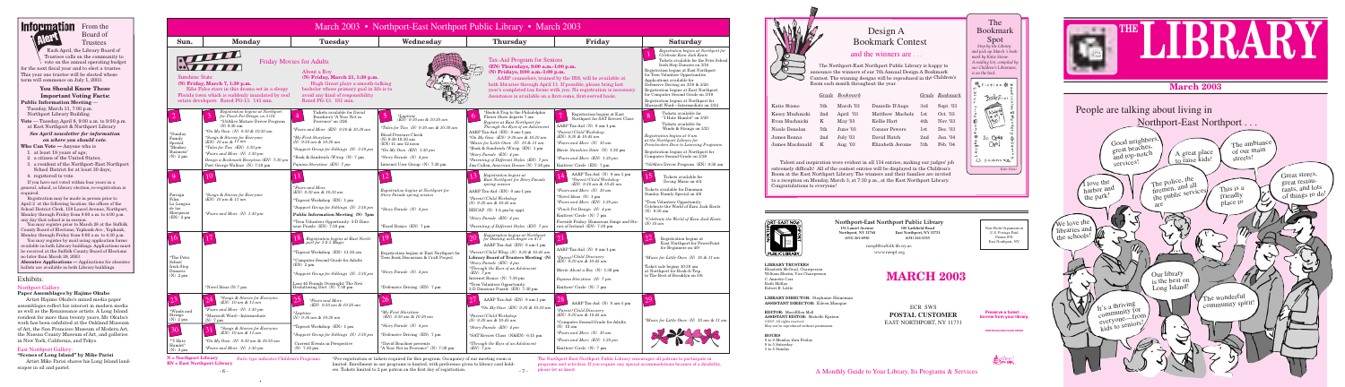# Information Alert!

## From the Board of Trustees

Each April, the Library Board of Trustees calls on the community to vote on the annual operating budget for the next fiscal year and to elect a trustee. This year one trustee will be elected whose term will commence on July 1, 2003.

### You Should Know These Important Voting Facts:

**Public Information Meeting** — Tuesday, March 11, 7:00 p.m. Northport Library Building

**Vote** — Tuesday, April 8, 9:30 a.m. to 9:00 p.m. at East Northport & Northport Library

*See April newsletter for information on where you should vote.*

**Who Can Vote** — Anyone who is:
1. at least 18 years of age;
2. a citizen of the United States;
3. a resident of the Northport-East Northport School District for at least 30 days;
4. registered to vote.

If you have not voted within four years in a general, school, or library election, re-registration is required.

Registration may be made in person prior to April 2 at the following location: the offices of the School District Clerk, 158 Laurel Avenue, Northport, Monday through Friday from 8:00 a.m. to 4:00 p.m. any day that school is in session.

You may register prior to March 28 at the Suffolk County Board of Elections, Yaphank Ave., Yaphank, Monday through Friday from 9:00 a.m. to 4:30 p.m.

You may register by mail using application forms available in both Library buildings. Applications must be received at the Suffolk County Board of Elections no later than March 28, 2003.

**Absentee Applications** — Applications for absentee ballots are available in both Library buildings.

## Exhibits:

### Northport Gallery:

**Paper Assemblages by Hajime Okubo**

Artist Hajime Okubo's mixed media paper assemblages reflect his interest in modern media as well as the Renaissance artists. A Long Island resident for more than twenty years, Mr. Okubo's work has been exhibited at the Oakland Museum of Art, the San Francisco Museum of Modern Art, the Nassau County Museum of Art, and galleries in New York, California, and Tokyo.

### East Northport Gallery:

**"Scenes of Long Island" by Mike Parisi**

Artist Mike Parisi shares his Long Island landscapes in oil and pastel.

# March 2003 • Northport-East Northport Public Library • March 2003

**Friday Movies for Adults**

**Sunshine State** (N) Friday, March 7, 1:30 p.m. Edie Falco stars in this drama set in a sleepy Florida town which is suddenly inundated by real estate developers. Rated PG-13. 141 min.

**About a Boy** (N) Friday, March 21, 1:30 p.m. Hugh Grant plays a smooth-talking bachelor whose primary goal in life is to avoid any kind of responsibility. Rated PG-13. 101 min.

**Tax-Aid Program for Seniors** (EN) Thursdays, 2:00 a.m.-1:00 p.m. (N) Fridays, 9:00 a.m.-12:00 p.m. AARP counselors, trained by the IRS, will be available at both libraries through April 11. If possible, please bring last year's completed tax forms with you. No registration is necessary. Assistance is available on a first-come, first-served basis.

| Sun. | Monday | Tuesday | Wednesday | Thursday | Friday | Saturday |
|---|---|---|---|---|---|---|
| | | | | | | **1** *Registration begins at Northport for Celebrate Rare Irish Reels* Tickets available for the Print School Irish Step Dancers on 3/16. Registration begins at East Northport for Teen Volunteer Opportunities. Applications available for Defensive Driving on 3/18 & 3/26. Registration begins at East Northport for Computer Second Guide on 3/18. Registration begins at Northport for Microsoft Word—Intermediate on 3/24 |
| **2** *Sunday Family Special: "Monkey Business"* (N) 2 pm | **3** *Registration begins at Northport for Punch Pot Design on 3/14 & \*AARP 55 Alive/Mature Driver Program (N) 9:30 am* \*On My Own (N) 9:30 & 10:30 am \*Songs & Stories for Everyone (EN) 10 am & 11 am \*Tales for Two (EN) 1:30 pm \*Pears and More (N) 1:30 pm Design a Bookmark Reception (EN) 7:30 pm Poet George Wallace (N) 7:30 pm | **4** *Tickets available for Social Breakfasts "A Taste Not in Fortune" on 3/11* \*Pears and More (EN) 9:30 & 10:30 am \*My First Storytime (N) 9:30 am & 10:30 am \*Support Group for Siblings (N) 2:30 pm \*Book & Sandwich Wrap (N) 7 pm Pajama Storytime (EN) 7 pm | **5** *\*Laptime (EN) 9:30 am & 10:30 am* \*Tales for Two (N) 9:30 am & 10:30 am Blood Pressure Check (N) 9:30-10:30 am (EN) 11 am-12 noon \*On My Own (EN) 1:30 pm \*Story Parade (N) 4 pm Internet User Group (N) 7:30 pm | **6** *\*Book-A-Trip to the Philadelphia Flower Show departs 7 am Register at East Northport for Through the Eyes of an Adolescent* AARP Tax-Aid (EN) 9 am-1 pm \*On My Own (EN) 9:30 am & 10:30 am \*Music for Little Ones (N) 10 & 11 am \*Book & Sandwich Wrap (EN) 1 pm \*Story Parade (EN) 4 pm \*Parenting of Different Styles (EN) 7 pm Jan Collins, American Dream (N) 7:30 pm | **7** Registration begins at East Northport for SAT Review Class AARP Tax-Aid (N) 9 am-1 pm \*Parent/Child Workshop (EN) 9:30 & 10:45 am \*Pears and More (N) 10 am Movie: Sunshine State (N) 1:30 pm \*Pears and More (EN) 1:30 pm Knitters' Circle (EN) 7 pm | **8** Tickets available for "I Hate Hamlet" on 3/30 Tickets available for Words & Strings on 3/21 *Registration begins at 9 am at the Northport Library for Preschoolers Door to Learning Programs* Registration begins at Northport for Computer Second Guide on 3/28 \*55/Alive Driver Program (EN) 9:30 am |
| **9** *Parents Plus Los Langosta de los Monarcas* (EN) 2 pm | **10** \*Songs & Stories for Everyone (EN) 10 am & 11 am \*Pears and More (N) 1:30 pm | **11** \*Pears and More (EN) 9:30 am & 10:30 am \*Tinned Workshop (EN) 1 pm \*Support Group for Siblings (N) 2:30 pm **Public Information Meeting (N) 7pm** \*Teen Volunteer Opportunity: 3-D Dinosaur Puzzle (EN) 7:30 pm | **12** *Registration begins at Northport for Story Parade spring session* \*Story Parade (N) 4 pm \*Knod Knots (EN) 7 pm | **13** *Registration begins at East Northport for Story Parade spring session* AARP Tax-Aid (EN) 9 am-1 pm \*Parent/Child Workshop (N) 9:30 am & 10:45 am SHIIAP (N) 1-4 pm by appt. \*Story Parade (EN) 4 pm \*Parenting of Different Styles (EN) 7 pm | **14** AARP Tax-Aid (N) 9 am-1 pm *\*Parent/Child Workshop (EN) 9:30 am & 10:45 am* \*Pears and More (N) 10 am \*Pears and More (EN) 1:30 pm \*Punch Pot Design (N) 4 pm Knitters' Circle (N) 7 pm Fireside Friday: Humorous Songs and Stories of Ireland (EN) 7:30 pm | **15** Tickets available for Swing Sheet on 4/6 Tickets available for Dancing Sunday Family Special on 4/6 \*Teen Volunteer Opportunity: Celebrate the World of Rare Junk Reels (N) 9:30 am *\*Celebrate the World of Rare Junk Reels (N) 10 am* |
| **16** *\*The Print School Irish Step Dancers* (N) 2 pm | **17** \*Novel Ideas (N) 7 pm | **18** *Registration begins at East Northport for 3-D Magic* \*Tinned Workshop (EN) 11:30 am \*Computer Second Guide for Adults (EN) 2 pm \*Support Group for Siblings (N) 2:30 pm Lore 40 Foods Overnight: The New Revolutionary Diet (N) 7:30 pm | **19** *Registration begins at East Northport for Teen Book Discussion & Craft Project* \*Story Parade (N) 4 pm \*Defensive Driving (EN) 7 pm | **20** *Registration begins at East Northport for Dealing with Anger on 4/17* AARP Tax-Aid (EN) 9 am-1 pm \*Parent/Child Workshop (N) 9:30 & 10:45 am **Library Board of Trustees Meeting (N)** \*Story Parade (EN) 4 pm \*Through the Eyes of an Adolescent (EN) 7 pm Internet Basics (N) 7:30 pm \*Teen Volunteer Opportunity: 3-D Dinosaur Puzzle (EN) 7:30 pm | **21** AARP Tax-Aid (N) 9 am-1 pm \*Parent/Child Discovery (EN) 9:30 am & 10:45 am Movie: About a Boy (N) 1:30 pm Pajama Storytime (N) 7 pm Knitters' Circle (N) 7 pm | **22** Registration begins at East Northport for PowerPoint for Beginners on 4/9 \*Music for Little Ones (N) 10 & 11 am Ticket sale begins 10:30 am at Northport for Book-A-Trip to Tea Rest of Brooklyn on 5/8 |
| **23** *\*Words and Strings* (N) 2 pm | **24** \*Songs & Stories for Everyone (EN) 10 am & 11 am \*Pears and More (N) 1:30 pm \*Microsoft Word—Intermediate (N) 7 pm | **25** \*Pears and More (EN) 9:30 am & 10:30 am \*Laptime (N) 9:30 am & 10:30 am \*Tinned Workshop (EN) 1 pm \*Support Group for Siblings (N) 2:30 pm Current Events in Perspective (N) 7:30 pm | **26** \*My First Storytime (EN) 9:30 am & 10:30 am \*Story Parade (N) 4 pm \*Defensive Driving (EN) 7 pm \*David Boucher presents "A Tree Not in Fortune" (N) 7:30 pm | **27** AARP Tax-Aid (EN) 9 am-1 pm \*On My Own (EN) 9:30 & 10:30 am \*Parent/Child Workshop (N) 9:30 am & 10:45 am \*Story Parade (EN) 4 pm \*SAT Review Class (N) 6:45 pm \*Through the Eyes of an Adolescent (EN) 7 pm | **28** AARP Tax-Aid (N) 9 am-1 pm \*Parent/Child Discovery (EN) 9:30 am & 10:45 am \*Computer Second Guide for Adults (N) 10 am \*Pears and More (N) 10 am \*Pears and More (EN) 1:30 pm Knitters' Circle (N) 7 pm | **29** \*Music for Little Ones (N) 10 am & 11 am |
| **30** *\*"I Hate Hamlet"* (N) 2 pm | **31** \*Songs & Stories for Everyone (EN) 10 am & 11 am \*On My Own (N) 9:30 am & 10:30 am \*Pears and More (N) 1:30 pm | | | | | |

**N = Northport Library**
**EN = East Northport Library**

*Italic type indicates Children's Programs*

\*Pre-registration or tickets is required for this program. Occupancy of our meeting room is limited. Enrollment in our programs is limited, with preference given to library card holders. Tickets limited to 2 per patron on the first day of registration.

The Northport-East Northport Public Library encourages all patrons to participate in programs and activities. If you require any special accommodations because of a disability, please let us know.

# Design A Bookmark Contest

## and the winners are . . .

The Northport-East Northport Public Library is happy to announce the winners of our 7th Annual Design A Bookmark Contest. The winning designs will be reproduced in the Children's Room each month throughout the year.

| | Grade | Bookmark | | Grade | Bookmark |
|---|---|---|---|---|---|
| Katie Stone | 5th | March '03 | Danielle D'Angio | 3rd | Sept. '03 |
| Kasey Mucinski | 2nd | April '03 | Matthew Macholz | 1st | Oct. '03 |
| Evan Mucinski | K | May '03 | Kellie Hart | 4th | Nov. '03 |
| Nicole Demeo | 5th | June '03 | Connor Powers | 1st | Dec. '03 |
| James Benza | 2nd | July '03 | David Hatch | 2nd | Jan. '04 |
| James Macdonald | K | Aug. '03 | Elizabeth Jerome | 5th | Feb. '04 |

Talent and inspiration were evident in all 134 entries, making our judges' job extremely difficult! All of the contest entries will be displayed in the Children's Room at the East Northport Library. The winners and their families are invited to a reception on Monday, March 3, at 7:30 p.m., at the East Northport Library. Congratulations to everyone!

## The Bookmark Spot

*Stop by the Library and pick up March's book mark by Katie Stone. A reading list, compiled by our Children's Librarians, is on the back.*

# THE LIBRARY

## March 2003

## People are talking about living in Northport-East Northport . . .

Good neighbors, great teachers, and top-notch services!

The ambiance of our main streets!

A great place to raise kids!

I love the harbor and the park!

The police, the firemen, and all the public services are . . .

This is a friendly place to live!

Great stores, great restaurants, and lots of things to do!

We love the libraries and the schools!

Our library is the best on Long Island!

It's a thriving community for everyone—from kids to seniors!

The wonderful community spirit!

**Northport-East Northport Public Library**

151 Laurel Avenue, Northport, NY 11768, (631) 261-6930
185 Larkfield Road, East Northport, NY 11731, (631) 261-2313

nenpl@suffolk.lib.ny.us
www.nenpl.org

**LIBRARY TRUSTEES**
Stephanie Mcfarland Fine, Chairperson
William Martin, Vice Chairperson
C. Annette Corr
Ruth Weller
Robert E. Little

**LIBRARY DIRECTOR:** Stephanie Heineman
**ASSISTANT DIRECTOR:** Eileen Minogue

**EDITOR:** Marylou Hall
**ASSISTANT EDITOR:** Michelle Epstein

©2003. All rights reserved. May not be reproduced without permission.

**HOURS**
9 to 9 Monday thru Friday
9 to 5 Saturday
1 to 5 Sunday

# MARCH 2003

ECR SWS
**POSTAL CUSTOMER**
EAST NORTHPORT, NY 11731

Non-Profit Organization
U.S. Postage Paid
Permit #79
East Northport, NY

**Preserve a tree! . . . borrow from your library.**

A Monthly Guide to Your Library, Its Programs & Services